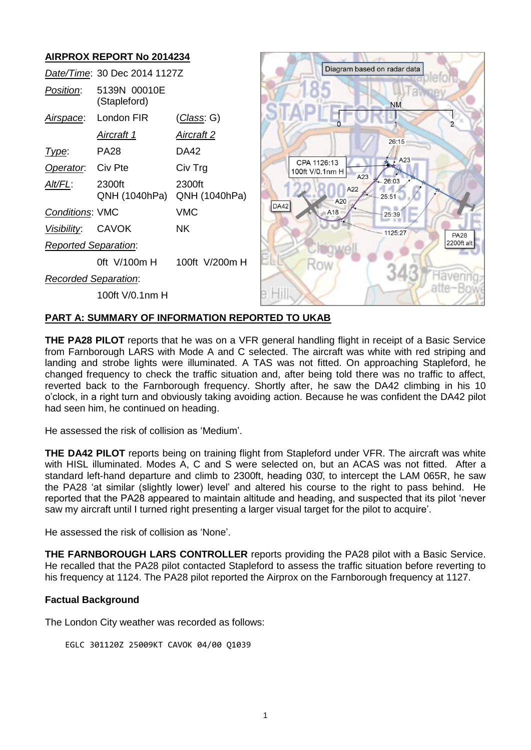## AIRPROX REPORT No 2014234

| | | |
|---|---|---|
| *Date/Time*: | 30 Dec 2014 1127Z | |
| *Position*: | 5139N 00010E (Stapleford) | |
| *Airspace*: | London FIR | (*Class*: G) |
| | *Aircraft 1* | *Aircraft 2* |
| *Type*: | PA28 | DA42 |
| *Operator*: | Civ Pte | Civ Trg |
| *Alt/FL*: | 2300ft QNH (1040hPa) | 2300ft QNH (1040hPa) |
| *Conditions*: | VMC | VMC |
| *Visibility*: | CAVOK | NK |
| *Reported Separation*: | | |
| | 0ft V/100m H | 100ft V/200m H |
| *Recorded Separation*: | | |
| | 100ft V/0.1nm H | |

## PART A: SUMMARY OF INFORMATION REPORTED TO UKAB

**THE PA28 PILOT** reports that he was on a VFR general handling flight in receipt of a Basic Service from Farnborough LARS with Mode A and C selected. The aircraft was white with red striping and landing and strobe lights were illuminated. A TAS was not fitted. On approaching Stapleford, he changed frequency to check the traffic situation and, after being told there was no traffic to affect, reverted back to the Farnborough frequency. Shortly after, he saw the DA42 climbing in his 10 o'clock, in a right turn and obviously taking avoiding action. Because he was confident the DA42 pilot had seen him, he continued on heading.

He assessed the risk of collision as 'Medium'.

**THE DA42 PILOT** reports being on training flight from Stapleford under VFR. The aircraft was white with HISL illuminated. Modes A, C and S were selected on, but an ACAS was not fitted. After a standard left-hand departure and climb to 2300ft, heading 030°, to intercept the LAM 065R, he saw the PA28 'at similar (slightly lower) level' and altered his course to the right to pass behind. He reported that the PA28 appeared to maintain altitude and heading, and suspected that its pilot 'never saw my aircraft until I turned right presenting a larger visual target for the pilot to acquire'.

He assessed the risk of collision as 'None'.

**THE FARNBOROUGH LARS CONTROLLER** reports providing the PA28 pilot with a Basic Service. He recalled that the PA28 pilot contacted Stapleford to assess the traffic situation before reverting to his frequency at 1124. The PA28 pilot reported the Airprox on the Farnborough frequency at 1127.

### Factual Background

The London City weather was recorded as follows:

```
EGLC 301120Z 25009KT CAVOK 04/00 Q1039
```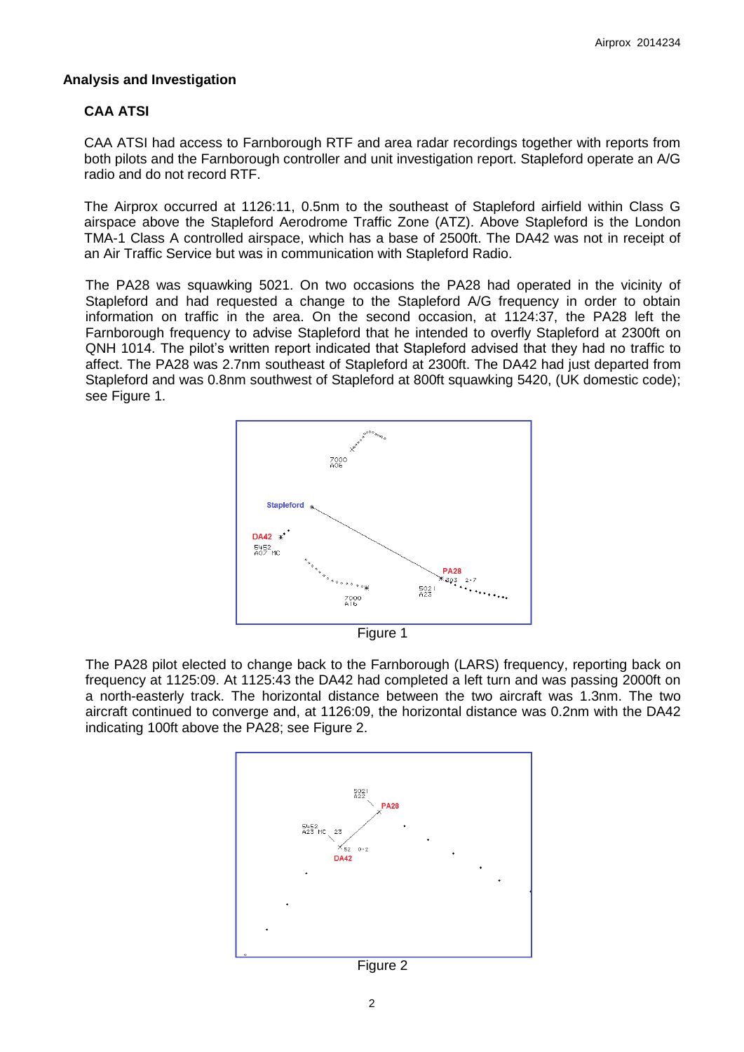## Analysis and Investigation

### CAA ATSI

CAA ATSI had access to Farnborough RTF and area radar recordings together with reports from both pilots and the Farnborough controller and unit investigation report. Stapleford operate an A/G radio and do not record RTF.

The Airprox occurred at 1126:11, 0.5nm to the southeast of Stapleford airfield within Class G airspace above the Stapleford Aerodrome Traffic Zone (ATZ). Above Stapleford is the London TMA-1 Class A controlled airspace, which has a base of 2500ft. The DA42 was not in receipt of an Air Traffic Service but was in communication with Stapleford Radio.

The PA28 was squawking 5021. On two occasions the PA28 had operated in the vicinity of Stapleford and had requested a change to the Stapleford A/G frequency in order to obtain information on traffic in the area. On the second occasion, at 1124:37, the PA28 left the Farnborough frequency to advise Stapleford that he intended to overfly Stapleford at 2300ft on QNH 1014. The pilot's written report indicated that Stapleford advised that they had no traffic to affect. The PA28 was 2.7nm southeast of Stapleford at 2300ft. The DA42 had just departed from Stapleford and was 0.8nm southwest of Stapleford at 800ft squawking 5420, (UK domestic code); see Figure 1.

Figure 1

The PA28 pilot elected to change back to the Farnborough (LARS) frequency, reporting back on frequency at 1125:09. At 1125:43 the DA42 had completed a left turn and was passing 2000ft on a north-easterly track. The horizontal distance between the two aircraft was 1.3nm. The two aircraft continued to converge and, at 1126:09, the horizontal distance was 0.2nm with the DA42 indicating 100ft above the PA28; see Figure 2.

Figure 2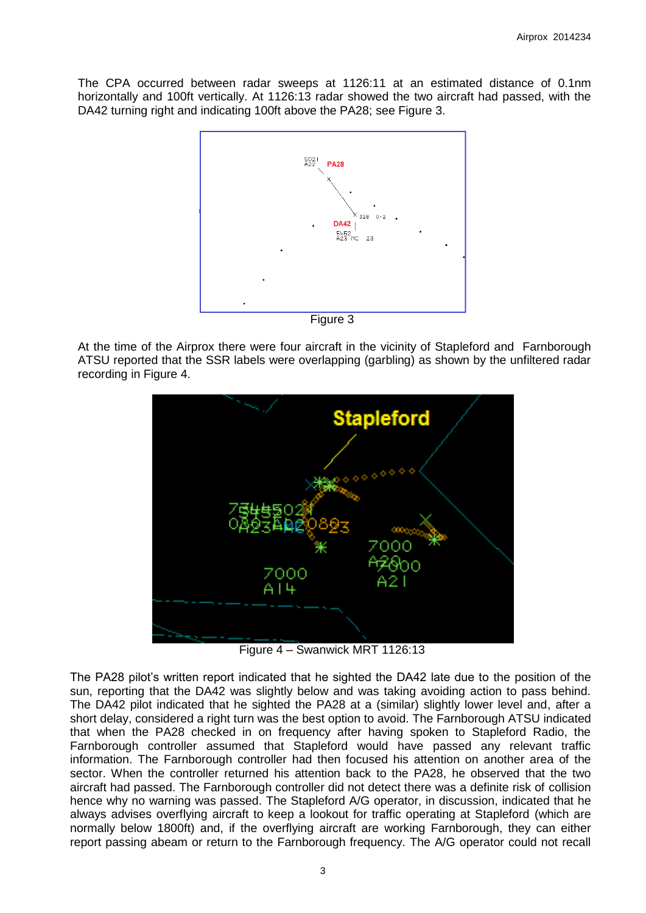The CPA occurred between radar sweeps at 1126:11 at an estimated distance of 0.1nm horizontally and 100ft vertically. At 1126:13 radar showed the two aircraft had passed, with the DA42 turning right and indicating 100ft above the PA28; see Figure 3.

Figure 3

At the time of the Airprox there were four aircraft in the vicinity of Stapleford and Farnborough ATSU reported that the SSR labels were overlapping (garbling) as shown by the unfiltered radar recording in Figure 4.

Figure 4 – Swanwick MRT 1126:13

The PA28 pilot's written report indicated that he sighted the DA42 late due to the position of the sun, reporting that the DA42 was slightly below and was taking avoiding action to pass behind. The DA42 pilot indicated that he sighted the PA28 at a (similar) slightly lower level and, after a short delay, considered a right turn was the best option to avoid. The Farnborough ATSU indicated that when the PA28 checked in on frequency after having spoken to Stapleford Radio, the Farnborough controller assumed that Stapleford would have passed any relevant traffic information. The Farnborough controller had then focused his attention on another area of the sector. When the controller returned his attention back to the PA28, he observed that the two aircraft had passed. The Farnborough controller did not detect there was a definite risk of collision hence why no warning was passed. The Stapleford A/G operator, in discussion, indicated that he always advises overflying aircraft to keep a lookout for traffic operating at Stapleford (which are normally below 1800ft) and, if the overflying aircraft are working Farnborough, they can either report passing abeam or return to the Farnborough frequency. The A/G operator could not recall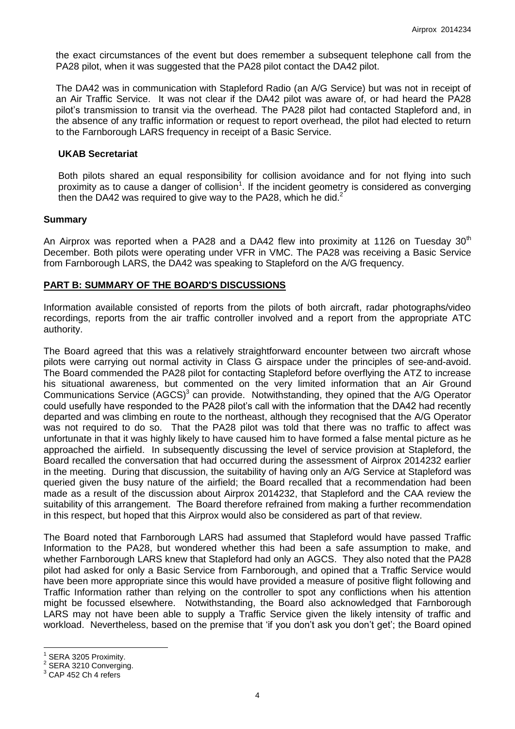the exact circumstances of the event but does remember a subsequent telephone call from the PA28 pilot, when it was suggested that the PA28 pilot contact the DA42 pilot.

The DA42 was in communication with Stapleford Radio (an A/G Service) but was not in receipt of an Air Traffic Service. It was not clear if the DA42 pilot was aware of, or had heard the PA28 pilot's transmission to transit via the overhead. The PA28 pilot had contacted Stapleford and, in the absence of any traffic information or request to report overhead, the pilot had elected to return to the Farnborough LARS frequency in receipt of a Basic Service.

### UKAB Secretariat

Both pilots shared an equal responsibility for collision avoidance and for not flying into such proximity as to cause a danger of collision[1]. If the incident geometry is considered as converging then the DA42 was required to give way to the PA28, which he did.[2]

## Summary

An Airprox was reported when a PA28 and a DA42 flew into proximity at 1126 on Tuesday 30th December. Both pilots were operating under VFR in VMC. The PA28 was receiving a Basic Service from Farnborough LARS, the DA42 was speaking to Stapleford on the A/G frequency.

## PART B: SUMMARY OF THE BOARD'S DISCUSSIONS

Information available consisted of reports from the pilots of both aircraft, radar photographs/video recordings, reports from the air traffic controller involved and a report from the appropriate ATC authority.

The Board agreed that this was a relatively straightforward encounter between two aircraft whose pilots were carrying out normal activity in Class G airspace under the principles of see-and-avoid. The Board commended the PA28 pilot for contacting Stapleford before overflying the ATZ to increase his situational awareness, but commented on the very limited information that an Air Ground Communications Service (AGCS)[3] can provide. Notwithstanding, they opined that the A/G Operator could usefully have responded to the PA28 pilot's call with the information that the DA42 had recently departed and was climbing en route to the northeast, although they recognised that the A/G Operator was not required to do so. That the PA28 pilot was told that there was no traffic to affect was unfortunate in that it was highly likely to have caused him to have formed a false mental picture as he approached the airfield. In subsequently discussing the level of service provision at Stapleford, the Board recalled the conversation that had occurred during the assessment of Airprox 2014232 earlier in the meeting. During that discussion, the suitability of having only an A/G Service at Stapleford was queried given the busy nature of the airfield; the Board recalled that a recommendation had been made as a result of the discussion about Airprox 2014232, that Stapleford and the CAA review the suitability of this arrangement. The Board therefore refrained from making a further recommendation in this respect, but hoped that this Airprox would also be considered as part of that review.

The Board noted that Farnborough LARS had assumed that Stapleford would have passed Traffic Information to the PA28, but wondered whether this had been a safe assumption to make, and whether Farnborough LARS knew that Stapleford had only an AGCS. They also noted that the PA28 pilot had asked for only a Basic Service from Farnborough, and opined that a Traffic Service would have been more appropriate since this would have provided a measure of positive flight following and Traffic Information rather than relying on the controller to spot any conflictions when his attention might be focussed elsewhere. Notwithstanding, the Board also acknowledged that Farnborough LARS may not have been able to supply a Traffic Service given the likely intensity of traffic and workload. Nevertheless, based on the premise that 'if you don't ask you don't get'; the Board opined

---

[1] SERA 3205 Proximity.

[2] SERA 3210 Converging.

[3] CAP 452 Ch 4 refers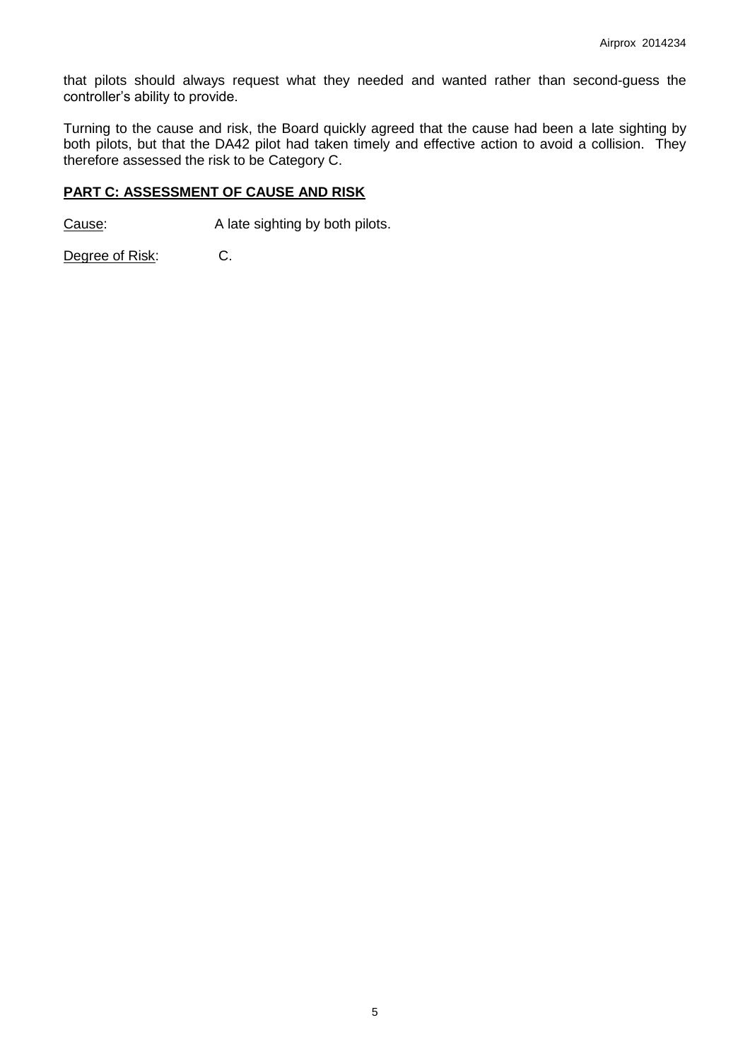that pilots should always request what they needed and wanted rather than second-guess the controller's ability to provide.

Turning to the cause and risk, the Board quickly agreed that the cause had been a late sighting by both pilots, but that the DA42 pilot had taken timely and effective action to avoid a collision. They therefore assessed the risk to be Category C.

## PART C: ASSESSMENT OF CAUSE AND RISK

Cause: A late sighting by both pilots.

Degree of Risk: C.